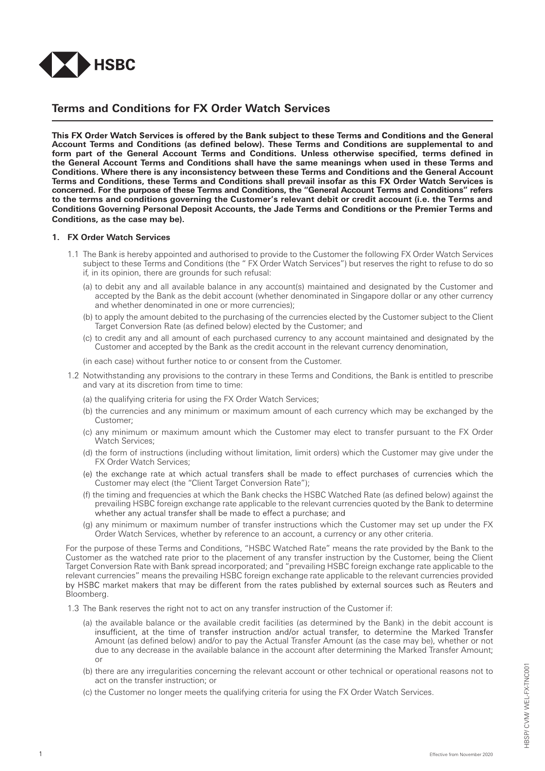HSBC

## Terms and Conditions for FX Order Watch Services

**This FX Order Watch Services is offered by the Bank subject to these Terms and Conditions and the General Account Terms and Conditions (as defined below). These Terms and Conditions are supplemental to and form part of the General Account Terms and Conditions. Unless otherwise specified, terms defined in the General Account Terms and Conditions shall have the same meanings when used in these Terms and Conditions. Where there is any inconsistency between these Terms and Conditions and the General Account Terms and Conditions, these Terms and Conditions shall prevail insofar as this FX Order Watch Services is concerned. For the purpose of these Terms and Conditions, the "General Account Terms and Conditions" refers to the terms and conditions governing the Customer's relevant debit or credit account (i.e. the Terms and Conditions Governing Personal Deposit Accounts, the Jade Terms and Conditions or the Premier Terms and Conditions, as the case may be).**

### 1. FX Order Watch Services

1.1 The Bank is hereby appointed and authorised to provide to the Customer the following FX Order Watch Services subject to these Terms and Conditions (the " FX Order Watch Services") but reserves the right to refuse to do so if, in its opinion, there are grounds for such refusal:

(a) to debit any and all available balance in any account(s) maintained and designated by the Customer and accepted by the Bank as the debit account (whether denominated in Singapore dollar or any other currency and whether denominated in one or more currencies);

(b) to apply the amount debited to the purchasing of the currencies elected by the Customer subject to the Client Target Conversion Rate (as defined below) elected by the Customer; and

(c) to credit any and all amount of each purchased currency to any account maintained and designated by the Customer and accepted by the Bank as the credit account in the relevant currency denomination,

(in each case) without further notice to or consent from the Customer.

1.2 Notwithstanding any provisions to the contrary in these Terms and Conditions, the Bank is entitled to prescribe and vary at its discretion from time to time:

(a) the qualifying criteria for using the FX Order Watch Services;

(b) the currencies and any minimum or maximum amount of each currency which may be exchanged by the Customer;

(c) any minimum or maximum amount which the Customer may elect to transfer pursuant to the FX Order Watch Services;

(d) the form of instructions (including without limitation, limit orders) which the Customer may give under the FX Order Watch Services;

(e) the exchange rate at which actual transfers shall be made to effect purchases of currencies which the Customer may elect (the "Client Target Conversion Rate");

(f) the timing and frequencies at which the Bank checks the HSBC Watched Rate (as defined below) against the prevailing HSBC foreign exchange rate applicable to the relevant currencies quoted by the Bank to determine whether any actual transfer shall be made to effect a purchase; and

(g) any minimum or maximum number of transfer instructions which the Customer may set up under the FX Order Watch Services, whether by reference to an account, a currency or any other criteria.

For the purpose of these Terms and Conditions, "HSBC Watched Rate" means the rate provided by the Bank to the Customer as the watched rate prior to the placement of any transfer instruction by the Customer, being the Client Target Conversion Rate with Bank spread incorporated; and "prevailing HSBC foreign exchange rate applicable to the relevant currencies" means the prevailing HSBC foreign exchange rate applicable to the relevant currencies provided by HSBC market makers that may be different from the rates published by external sources such as Reuters and Bloomberg.

1.3 The Bank reserves the right not to act on any transfer instruction of the Customer if:

(a) the available balance or the available credit facilities (as determined by the Bank) in the debit account is insufficient, at the time of transfer instruction and/or actual transfer, to determine the Marked Transfer Amount (as defined below) and/or to pay the Actual Transfer Amount (as the case may be), whether or not due to any decrease in the available balance in the account after determining the Marked Transfer Amount; or

(b) there are any irregularities concerning the relevant account or other technical or operational reasons not to act on the transfer instruction; or

(c) the Customer no longer meets the qualifying criteria for using the FX Order Watch Services.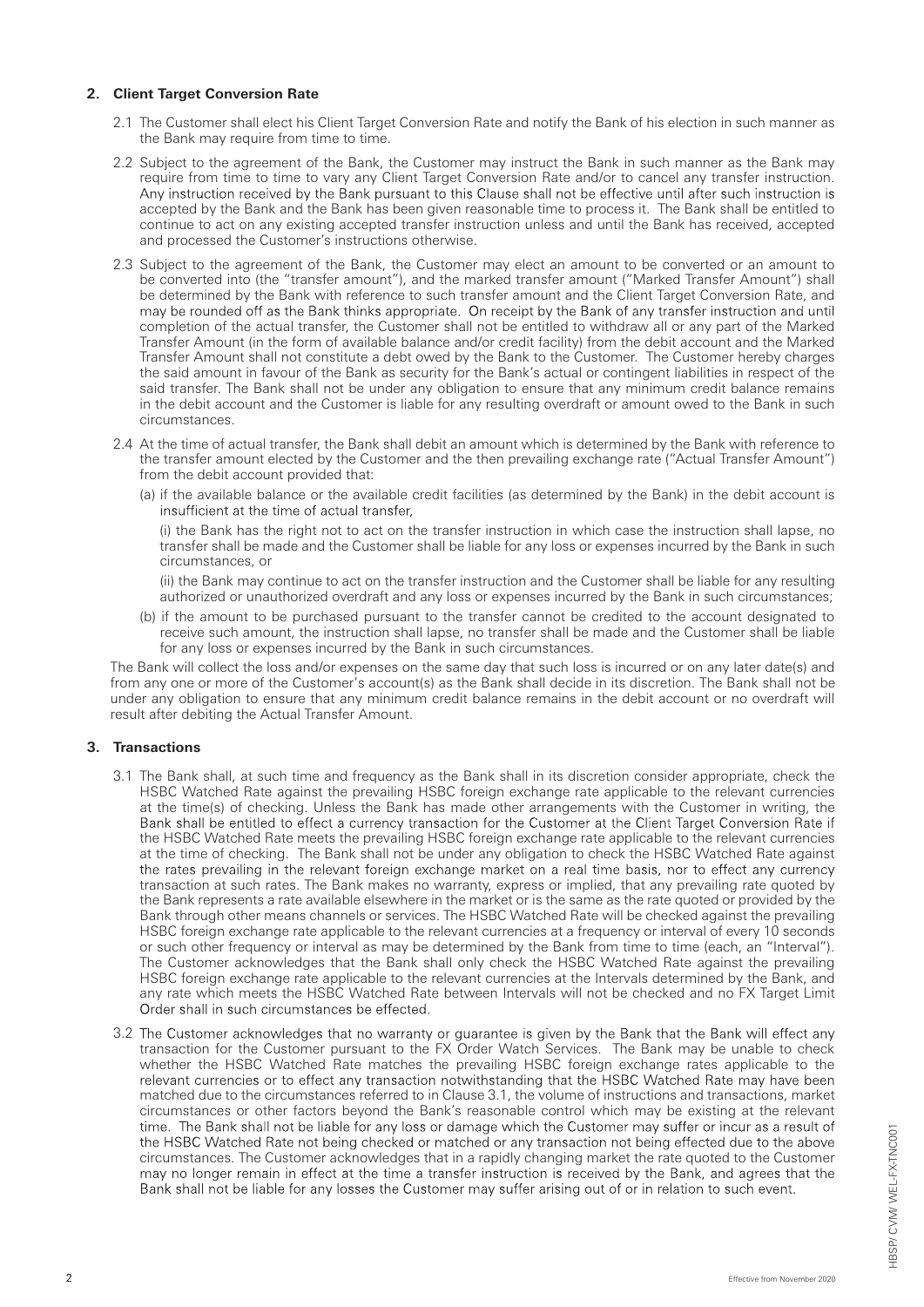## 2. Client Target Conversion Rate

2.1 The Customer shall elect his Client Target Conversion Rate and notify the Bank of his election in such manner as the Bank may require from time to time.

2.2 Subject to the agreement of the Bank, the Customer may instruct the Bank in such manner as the Bank may require from time to time to vary any Client Target Conversion Rate and/or to cancel any transfer instruction. Any instruction received by the Bank pursuant to this Clause shall not be effective until after such instruction is accepted by the Bank and the Bank has been given reasonable time to process it. The Bank shall be entitled to continue to act on any existing accepted transfer instruction unless and until the Bank has received, accepted and processed the Customer's instructions otherwise.

2.3 Subject to the agreement of the Bank, the Customer may elect an amount to be converted or an amount to be converted into (the "transfer amount"), and the marked transfer amount ("Marked Transfer Amount") shall be determined by the Bank with reference to such transfer amount and the Client Target Conversion Rate, and may be rounded off as the Bank thinks appropriate. On receipt by the Bank of any transfer instruction and until completion of the actual transfer, the Customer shall not be entitled to withdraw all or any part of the Marked Transfer Amount (in the form of available balance and/or credit facility) from the debit account and the Marked Transfer Amount shall not constitute a debt owed by the Bank to the Customer. The Customer hereby charges the said amount in favour of the Bank as security for the Bank's actual or contingent liabilities in respect of the said transfer. The Bank shall not be under any obligation to ensure that any minimum credit balance remains in the debit account and the Customer is liable for any resulting overdraft or amount owed to the Bank in such circumstances.

2.4 At the time of actual transfer, the Bank shall debit an amount which is determined by the Bank with reference to the transfer amount elected by the Customer and the then prevailing exchange rate ("Actual Transfer Amount") from the debit account provided that:

(a) if the available balance or the available credit facilities (as determined by the Bank) in the debit account is insufficient at the time of actual transfer,

(i) the Bank has the right not to act on the transfer instruction in which case the instruction shall lapse, no transfer shall be made and the Customer shall be liable for any loss or expenses incurred by the Bank in such circumstances, or

(ii) the Bank may continue to act on the transfer instruction and the Customer shall be liable for any resulting authorized or unauthorized overdraft and any loss or expenses incurred by the Bank in such circumstances;

(b) if the amount to be purchased pursuant to the transfer cannot be credited to the account designated to receive such amount, the instruction shall lapse, no transfer shall be made and the Customer shall be liable for any loss or expenses incurred by the Bank in such circumstances.

The Bank will collect the loss and/or expenses on the same day that such loss is incurred or on any later date(s) and from any one or more of the Customer's account(s) as the Bank shall decide in its discretion. The Bank shall not be under any obligation to ensure that any minimum credit balance remains in the debit account or no overdraft will result after debiting the Actual Transfer Amount.

## 3. Transactions

3.1 The Bank shall, at such time and frequency as the Bank shall in its discretion consider appropriate, check the HSBC Watched Rate against the prevailing HSBC foreign exchange rate applicable to the relevant currencies at the time(s) of checking. Unless the Bank has made other arrangements with the Customer in writing, the Bank shall be entitled to effect a currency transaction for the Customer at the Client Target Conversion Rate if the HSBC Watched Rate meets the prevailing HSBC foreign exchange rate applicable to the relevant currencies at the time of checking. The Bank shall not be under any obligation to check the HSBC Watched Rate against the rates prevailing in the relevant foreign exchange market on a real time basis, nor to effect any currency transaction at such rates. The Bank makes no warranty, express or implied, that any prevailing rate quoted by the Bank represents a rate available elsewhere in the market or is the same as the rate quoted or provided by the Bank through other means channels or services. The HSBC Watched Rate will be checked against the prevailing HSBC foreign exchange rate applicable to the relevant currencies at a frequency or interval of every 10 seconds or such other frequency or interval as may be determined by the Bank from time to time (each, an "Interval"). The Customer acknowledges that the Bank shall only check the HSBC Watched Rate against the prevailing HSBC foreign exchange rate applicable to the relevant currencies at the Intervals determined by the Bank, and any rate which meets the HSBC Watched Rate between Intervals will not be checked and no FX Target Limit Order shall in such circumstances be effected.

3.2 The Customer acknowledges that no warranty or guarantee is given by the Bank that the Bank will effect any transaction for the Customer pursuant to the FX Order Watch Services. The Bank may be unable to check whether the HSBC Watched Rate matches the prevailing HSBC foreign exchange rates applicable to the relevant currencies or to effect any transaction notwithstanding that the HSBC Watched Rate may have been matched due to the circumstances referred to in Clause 3.1, the volume of instructions and transactions, market circumstances or other factors beyond the Bank's reasonable control which may be existing at the relevant time. The Bank shall not be liable for any loss or damage which the Customer may suffer or incur as a result of the HSBC Watched Rate not being checked or matched or any transaction not being effected due to the above circumstances. The Customer acknowledges that in a rapidly changing market the rate quoted to the Customer may no longer remain in effect at the time a transfer instruction is received by the Bank, and agrees that the Bank shall not be liable for any losses the Customer may suffer arising out of or in relation to such event.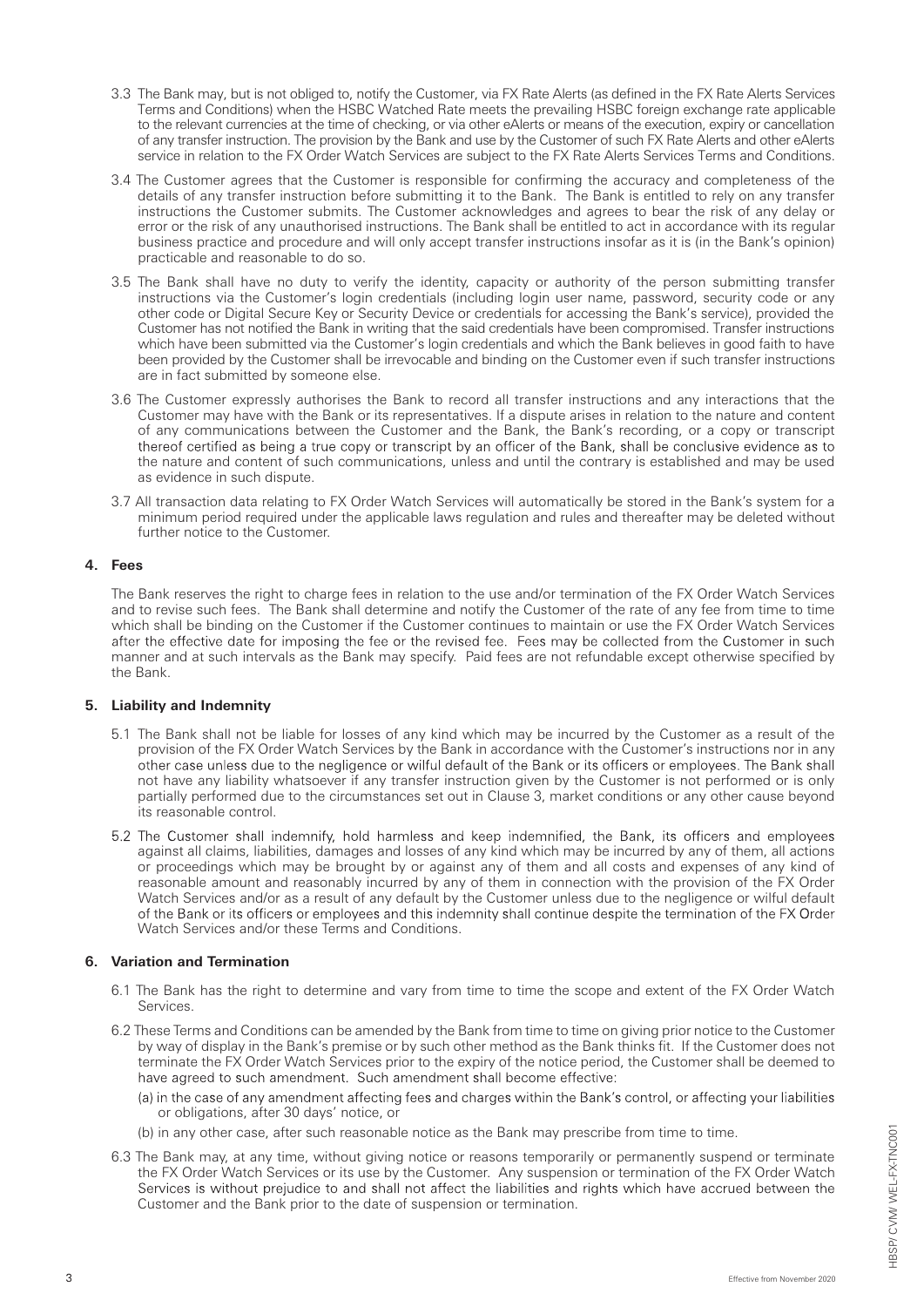3.3 The Bank may, but is not obliged to, notify the Customer, via FX Rate Alerts (as defined in the FX Rate Alerts Services Terms and Conditions) when the HSBC Watched Rate meets the prevailing HSBC foreign exchange rate applicable to the relevant currencies at the time of checking, or via other eAlerts or means of the execution, expiry or cancellation of any transfer instruction. The provision by the Bank and use by the Customer of such FX Rate Alerts and other eAlerts service in relation to the FX Order Watch Services are subject to the FX Rate Alerts Services Terms and Conditions.

3.4 The Customer agrees that the Customer is responsible for confirming the accuracy and completeness of the details of any transfer instruction before submitting it to the Bank. The Bank is entitled to rely on any transfer instructions the Customer submits. The Customer acknowledges and agrees to bear the risk of any delay or error or the risk of any unauthorised instructions. The Bank shall be entitled to act in accordance with its regular business practice and procedure and will only accept transfer instructions insofar as it is (in the Bank's opinion) practicable and reasonable to do so.

3.5 The Bank shall have no duty to verify the identity, capacity or authority of the person submitting transfer instructions via the Customer's login credentials (including login user name, password, security code or any other code or Digital Secure Key or Security Device or credentials for accessing the Bank's service), provided the Customer has not notified the Bank in writing that the said credentials have been compromised. Transfer instructions which have been submitted via the Customer's login credentials and which the Bank believes in good faith to have been provided by the Customer shall be irrevocable and binding on the Customer even if such transfer instructions are in fact submitted by someone else.

3.6 The Customer expressly authorises the Bank to record all transfer instructions and any interactions that the Customer may have with the Bank or its representatives. If a dispute arises in relation to the nature and content of any communications between the Customer and the Bank, the Bank's recording, or a copy or transcript thereof certified as being a true copy or transcript by an officer of the Bank, shall be conclusive evidence as to the nature and content of such communications, unless and until the contrary is established and may be used as evidence in such dispute.

3.7 All transaction data relating to FX Order Watch Services will automatically be stored in the Bank's system for a minimum period required under the applicable laws regulation and rules and thereafter may be deleted without further notice to the Customer.

## 4. Fees

The Bank reserves the right to charge fees in relation to the use and/or termination of the FX Order Watch Services and to revise such fees. The Bank shall determine and notify the Customer of the rate of any fee from time to time which shall be binding on the Customer if the Customer continues to maintain or use the FX Order Watch Services after the effective date for imposing the fee or the revised fee. Fees may be collected from the Customer in such manner and at such intervals as the Bank may specify. Paid fees are not refundable except otherwise specified by the Bank.

## 5. Liability and Indemnity

5.1 The Bank shall not be liable for losses of any kind which may be incurred by the Customer as a result of the provision of the FX Order Watch Services by the Bank in accordance with the Customer's instructions nor in any other case unless due to the negligence or wilful default of the Bank or its officers or employees. The Bank shall not have any liability whatsoever if any transfer instruction given by the Customer is not performed or is only partially performed due to the circumstances set out in Clause 3, market conditions or any other cause beyond its reasonable control.

5.2 The Customer shall indemnify, hold harmless and keep indemnified, the Bank, its officers and employees against all claims, liabilities, damages and losses of any kind which may be incurred by any of them, all actions or proceedings which may be brought by or against any of them and all costs and expenses of any kind of reasonable amount and reasonably incurred by any of them in connection with the provision of the FX Order Watch Services and/or as a result of any default by the Customer unless due to the negligence or wilful default of the Bank or its officers or employees and this indemnity shall continue despite the termination of the FX Order Watch Services and/or these Terms and Conditions.

## 6. Variation and Termination

6.1 The Bank has the right to determine and vary from time to time the scope and extent of the FX Order Watch Services.

6.2 These Terms and Conditions can be amended by the Bank from time to time on giving prior notice to the Customer by way of display in the Bank's premise or by such other method as the Bank thinks fit. If the Customer does not terminate the FX Order Watch Services prior to the expiry of the notice period, the Customer shall be deemed to have agreed to such amendment. Such amendment shall become effective:

(a) in the case of any amendment affecting fees and charges within the Bank's control, or affecting your liabilities or obligations, after 30 days' notice, or

(b) in any other case, after such reasonable notice as the Bank may prescribe from time to time.

6.3 The Bank may, at any time, without giving notice or reasons temporarily or permanently suspend or terminate the FX Order Watch Services or its use by the Customer. Any suspension or termination of the FX Order Watch Services is without prejudice to and shall not affect the liabilities and rights which have accrued between the Customer and the Bank prior to the date of suspension or termination.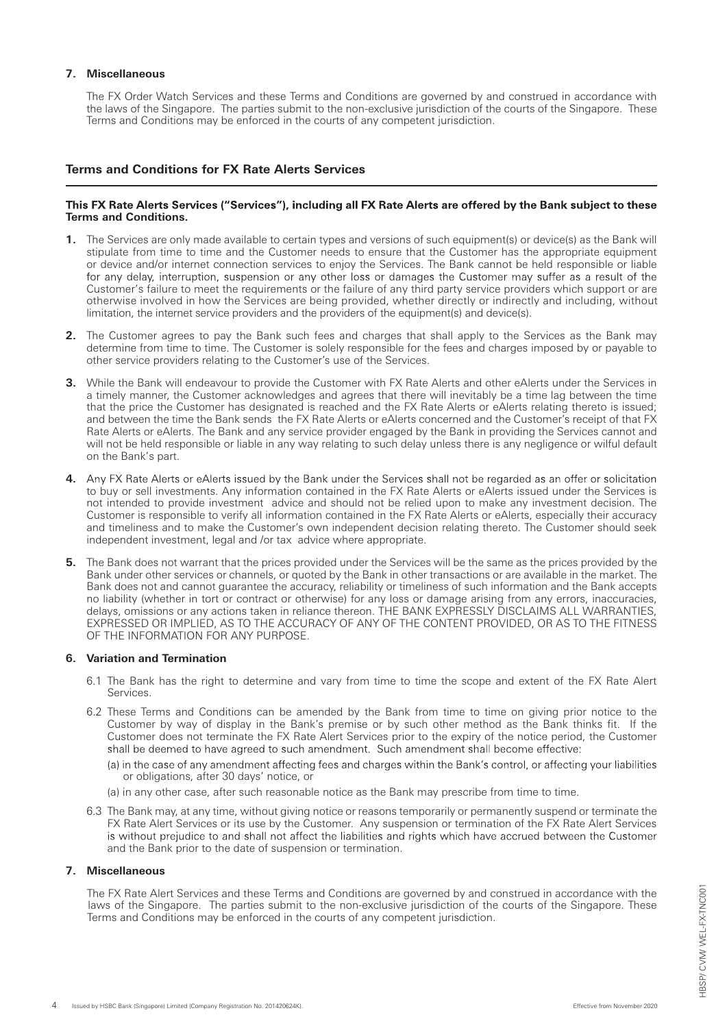## 7. Miscellaneous

The FX Order Watch Services and these Terms and Conditions are governed by and construed in accordance with the laws of the Singapore. The parties submit to the non-exclusive jurisdiction of the courts of the Singapore. These Terms and Conditions may be enforced in the courts of any competent jurisdiction.

## Terms and Conditions for FX Rate Alerts Services

**This FX Rate Alerts Services ("Services"), including all FX Rate Alerts are offered by the Bank subject to these Terms and Conditions.**

1. The Services are only made available to certain types and versions of such equipment(s) or device(s) as the Bank will stipulate from time to time and the Customer needs to ensure that the Customer has the appropriate equipment or device and/or internet connection services to enjoy the Services. The Bank cannot be held responsible or liable for any delay, interruption, suspension or any other loss or damages the Customer may suffer as a result of the Customer's failure to meet the requirements or the failure of any third party service providers which support or are otherwise involved in how the Services are being provided, whether directly or indirectly and including, without limitation, the internet service providers and the providers of the equipment(s) and device(s).

2. The Customer agrees to pay the Bank such fees and charges that shall apply to the Services as the Bank may determine from time to time. The Customer is solely responsible for the fees and charges imposed by or payable to other service providers relating to the Customer's use of the Services.

3. While the Bank will endeavour to provide the Customer with FX Rate Alerts and other eAlerts under the Services in a timely manner, the Customer acknowledges and agrees that there will inevitably be a time lag between the time that the price the Customer has designated is reached and the FX Rate Alerts or eAlerts relating thereto is issued; and between the time the Bank sends the FX Rate Alerts or eAlerts concerned and the Customer's receipt of that FX Rate Alerts or eAlerts. The Bank and any service provider engaged by the Bank in providing the Services cannot and will not be held responsible or liable in any way relating to such delay unless there is any negligence or wilful default on the Bank's part.

4. Any FX Rate Alerts or eAlerts issued by the Bank under the Services shall not be regarded as an offer or solicitation to buy or sell investments. Any information contained in the FX Rate Alerts or eAlerts issued under the Services is not intended to provide investment advice and should not be relied upon to make any investment decision. The Customer is responsible to verify all information contained in the FX Rate Alerts or eAlerts, especially their accuracy and timeliness and to make the Customer's own independent decision relating thereto. The Customer should seek independent investment, legal and /or tax advice where appropriate.

5. The Bank does not warrant that the prices provided under the Services will be the same as the prices provided by the Bank under other services or channels, or quoted by the Bank in other transactions or are available in the market. The Bank does not and cannot guarantee the accuracy, reliability or timeliness of such information and the Bank accepts no liability (whether in tort or contract or otherwise) for any loss or damage arising from any errors, inaccuracies, delays, omissions or any actions taken in reliance thereon. THE BANK EXPRESSLY DISCLAIMS ALL WARRANTIES, EXPRESSED OR IMPLIED, AS TO THE ACCURACY OF ANY OF THE CONTENT PROVIDED, OR AS TO THE FITNESS OF THE INFORMATION FOR ANY PURPOSE.

### 6. Variation and Termination

6.1 The Bank has the right to determine and vary from time to time the scope and extent of the FX Rate Alert Services.

6.2 These Terms and Conditions can be amended by the Bank from time to time on giving prior notice to the Customer by way of display in the Bank's premise or by such other method as the Bank thinks fit. If the Customer does not terminate the FX Rate Alert Services prior to the expiry of the notice period, the Customer shall be deemed to have agreed to such amendment. Such amendment shall become effective:

(a) in the case of any amendment affecting fees and charges within the Bank's control, or affecting your liabilities or obligations, after 30 days' notice, or

(a) in any other case, after such reasonable notice as the Bank may prescribe from time to time.

6.3 The Bank may, at any time, without giving notice or reasons temporarily or permanently suspend or terminate the FX Rate Alert Services or its use by the Customer. Any suspension or termination of the FX Rate Alert Services is without prejudice to and shall not affect the liabilities and rights which have accrued between the Customer and the Bank prior to the date of suspension or termination.

### 7. Miscellaneous

The FX Rate Alert Services and these Terms and Conditions are governed by and construed in accordance with the laws of the Singapore. The parties submit to the non-exclusive jurisdiction of the courts of the Singapore. These Terms and Conditions may be enforced in the courts of any competent jurisdiction.

Issued by HSBC Bank (Singapore) Limited (Company Registration No. 201420624K).

Effective from November 2020

HBSP/ CVM/ WEL-FX-TNC001